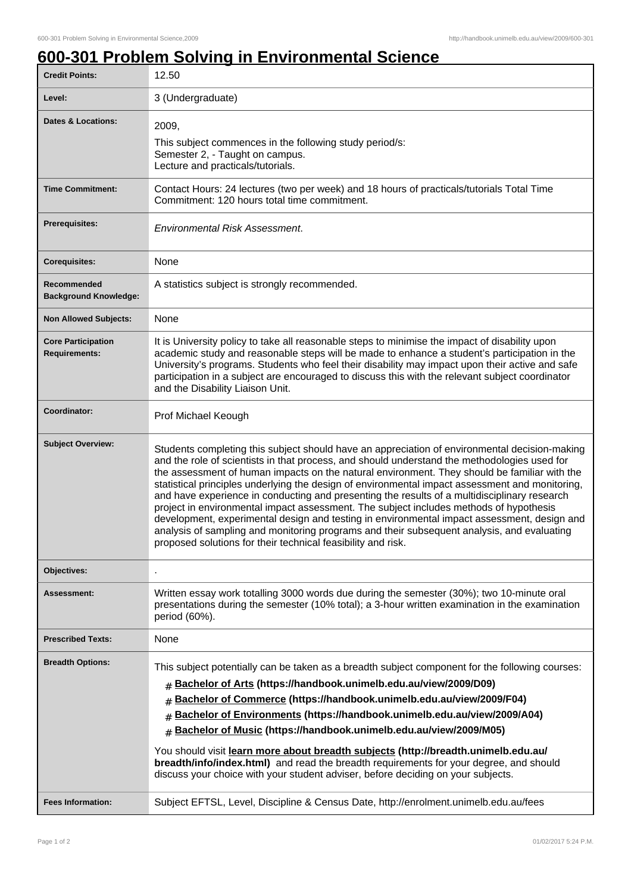# 600-301 Problem Solving in Environmental Science

| | |
|---|---|
| **Credit Points:** | 12.50 |
| **Level:** | 3 (Undergraduate) |
| **Dates & Locations:** | 2009,<br>This subject commences in the following study period/s:<br>Semester 2, - Taught on campus.<br>Lecture and practicals/tutorials. |
| **Time Commitment:** | Contact Hours: 24 lectures (two per week) and 18 hours of practicals/tutorials Total Time Commitment: 120 hours total time commitment. |
| **Prerequisites:** | *Environmental Risk Assessment*. |
| **Corequisites:** | None |
| **Recommended Background Knowledge:** | A statistics subject is strongly recommended. |
| **Non Allowed Subjects:** | None |
| **Core Participation Requirements:** | It is University policy to take all reasonable steps to minimise the impact of disability upon academic study and reasonable steps will be made to enhance a student's participation in the University's programs. Students who feel their disability may impact upon their active and safe participation in a subject are encouraged to discuss this with the relevant subject coordinator and the Disability Liaison Unit. |
| **Coordinator:** | Prof Michael Keough |
| **Subject Overview:** | Students completing this subject should have an appreciation of environmental decision-making and the role of scientists in that process, and should understand the methodologies used for the assessment of human impacts on the natural environment. They should be familiar with the statistical principles underlying the design of environmental impact assessment and monitoring, and have experience in conducting and presenting the results of a multidisciplinary research project in environmental impact assessment. The subject includes methods of hypothesis development, experimental design and testing in environmental impact assessment, design and analysis of sampling and monitoring programs and their subsequent analysis, and evaluating proposed solutions for their technical feasibility and risk. |
| **Objectives:** | . |
| **Assessment:** | Written essay work totalling 3000 words due during the semester (30%); two 10-minute oral presentations during the semester (10% total); a 3-hour written examination in the examination period (60%). |
| **Prescribed Texts:** | None |
| **Breadth Options:** | This subject potentially can be taken as a breadth subject component for the following courses:<br># **Bachelor of Arts (https://handbook.unimelb.edu.au/view/2009/D09)**<br># **Bachelor of Commerce (https://handbook.unimelb.edu.au/view/2009/F04)**<br># **Bachelor of Environments (https://handbook.unimelb.edu.au/view/2009/A04)**<br># **Bachelor of Music (https://handbook.unimelb.edu.au/view/2009/M05)**<br>You should visit **learn more about breadth subjects (http://breadth.unimelb.edu.au/breadth/info/index.html)** and read the breadth requirements for your degree, and should discuss your choice with your student adviser, before deciding on your subjects. |
| **Fees Information:** | Subject EFTSL, Level, Discipline & Census Date, http://enrolment.unimelb.edu.au/fees |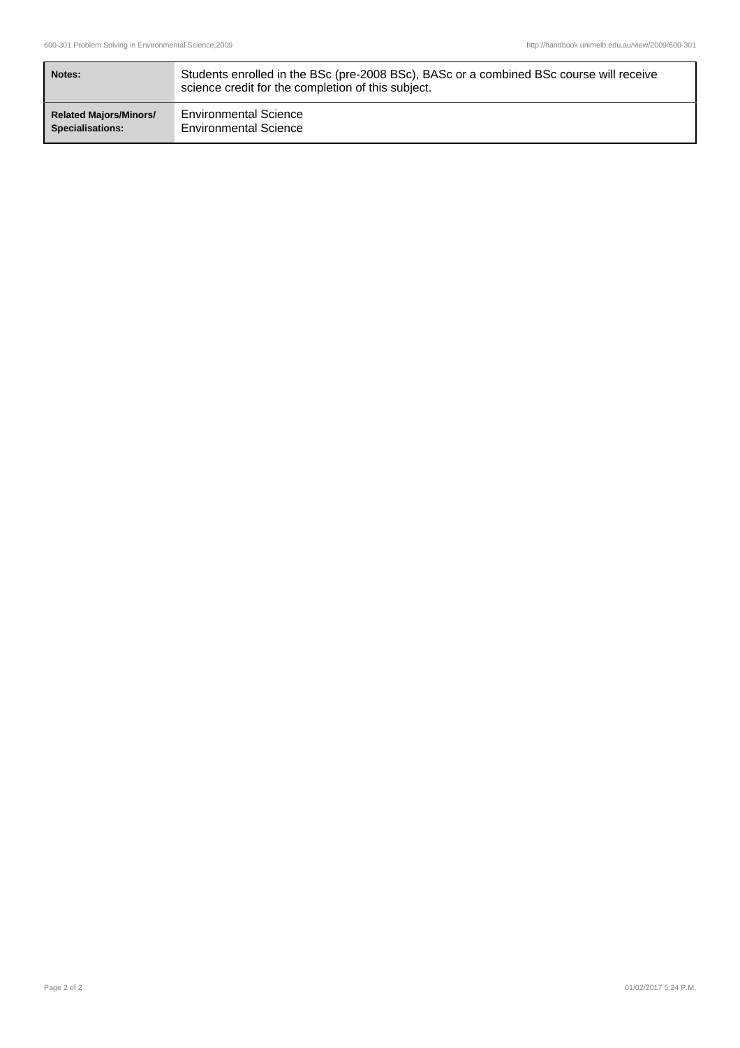| | |
|---|---|
| **Notes:** | Students enrolled in the BSc (pre-2008 BSc), BASc or a combined BSc course will receive science credit for the completion of this subject. |
| **Related Majors/Minors/ Specialisations:** | Environmental Science<br>Environmental Science |